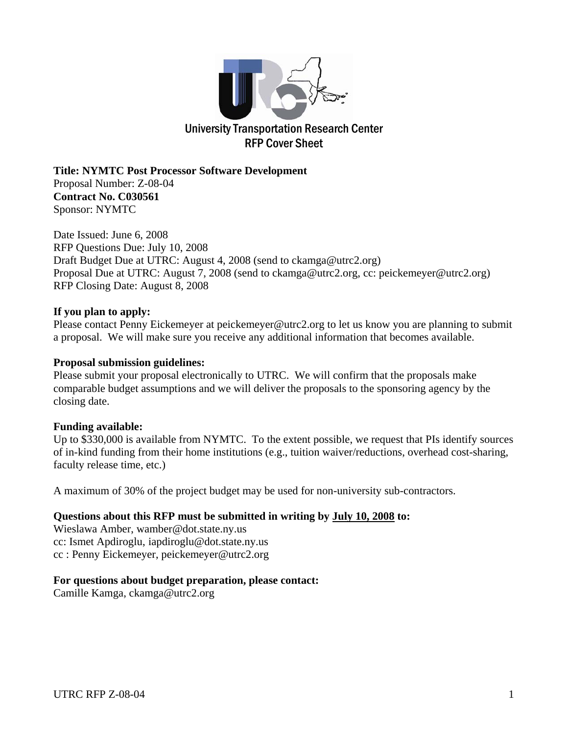# University Transportation Research Center
## RFP Cover Sheet

**Title: NYMTC Post Processor Software Development**
Proposal Number: Z-08-04
**Contract No. C030561**
Sponsor: NYMTC

Date Issued: June 6, 2008
RFP Questions Due: July 10, 2008
Draft Budget Due at UTRC: August 4, 2008 (send to ckamga@utrc2.org)
Proposal Due at UTRC: August 7, 2008 (send to ckamga@utrc2.org, cc: peickemeyer@utrc2.org)
RFP Closing Date: August 8, 2008

**If you plan to apply:**
Please contact Penny Eickemeyer at peickemeyer@utrc2.org to let us know you are planning to submit a proposal. We will make sure you receive any additional information that becomes available.

**Proposal submission guidelines:**
Please submit your proposal electronically to UTRC. We will confirm that the proposals make comparable budget assumptions and we will deliver the proposals to the sponsoring agency by the closing date.

**Funding available:**
Up to $330,000 is available from NYMTC. To the extent possible, we request that PIs identify sources of in-kind funding from their home institutions (e.g., tuition waiver/reductions, overhead cost-sharing, faculty release time, etc.)

A maximum of 30% of the project budget may be used for non-university sub-contractors.

**Questions about this RFP must be submitted in writing by July 10, 2008 to:**
Wieslawa Amber, wamber@dot.state.ny.us
cc: Ismet Apdiroglu, iapdiroglu@dot.state.ny.us
cc : Penny Eickemeyer, peickemeyer@utrc2.org

**For questions about budget preparation, please contact:**
Camille Kamga, ckamga@utrc2.org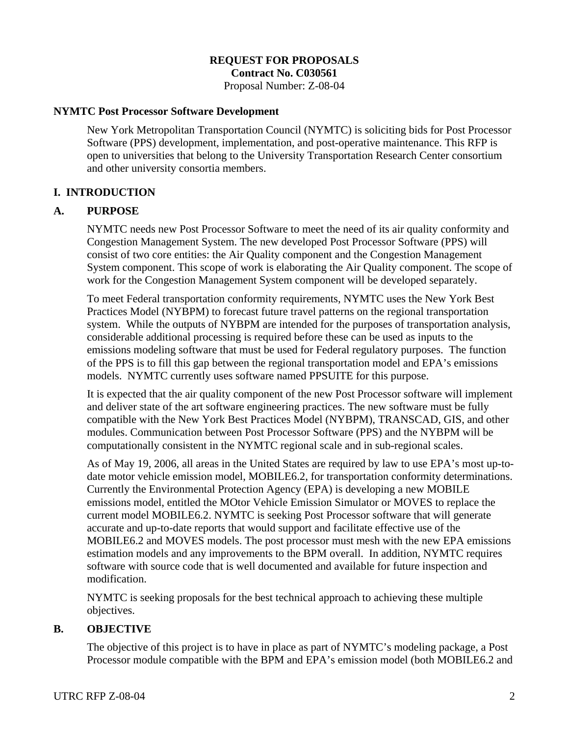**REQUEST FOR PROPOSALS**
**Contract No. C030561**
Proposal Number: Z-08-04

**NYMTC Post Processor Software Development**

New York Metropolitan Transportation Council (NYMTC) is soliciting bids for Post Processor Software (PPS) development, implementation, and post-operative maintenance. This RFP is open to universities that belong to the University Transportation Research Center consortium and other university consortia members.

## I. INTRODUCTION

### A. PURPOSE

NYMTC needs new Post Processor Software to meet the need of its air quality conformity and Congestion Management System. The new developed Post Processor Software (PPS) will consist of two core entities: the Air Quality component and the Congestion Management System component. This scope of work is elaborating the Air Quality component. The scope of work for the Congestion Management System component will be developed separately.

To meet Federal transportation conformity requirements, NYMTC uses the New York Best Practices Model (NYBPM) to forecast future travel patterns on the regional transportation system. While the outputs of NYBPM are intended for the purposes of transportation analysis, considerable additional processing is required before these can be used as inputs to the emissions modeling software that must be used for Federal regulatory purposes. The function of the PPS is to fill this gap between the regional transportation model and EPA's emissions models. NYMTC currently uses software named PPSUITE for this purpose.

It is expected that the air quality component of the new Post Processor software will implement and deliver state of the art software engineering practices. The new software must be fully compatible with the New York Best Practices Model (NYBPM), TRANSCAD, GIS, and other modules. Communication between Post Processor Software (PPS) and the NYBPM will be computationally consistent in the NYMTC regional scale and in sub-regional scales.

As of May 19, 2006, all areas in the United States are required by law to use EPA's most up-to-date motor vehicle emission model, MOBILE6.2, for transportation conformity determinations. Currently the Environmental Protection Agency (EPA) is developing a new MOBILE emissions model, entitled the MOtor Vehicle Emission Simulator or MOVES to replace the current model MOBILE6.2. NYMTC is seeking Post Processor software that will generate accurate and up-to-date reports that would support and facilitate effective use of the MOBILE6.2 and MOVES models. The post processor must mesh with the new EPA emissions estimation models and any improvements to the BPM overall. In addition, NYMTC requires software with source code that is well documented and available for future inspection and modification.

NYMTC is seeking proposals for the best technical approach to achieving these multiple objectives.

### B. OBJECTIVE

The objective of this project is to have in place as part of NYMTC's modeling package, a Post Processor module compatible with the BPM and EPA's emission model (both MOBILE6.2 and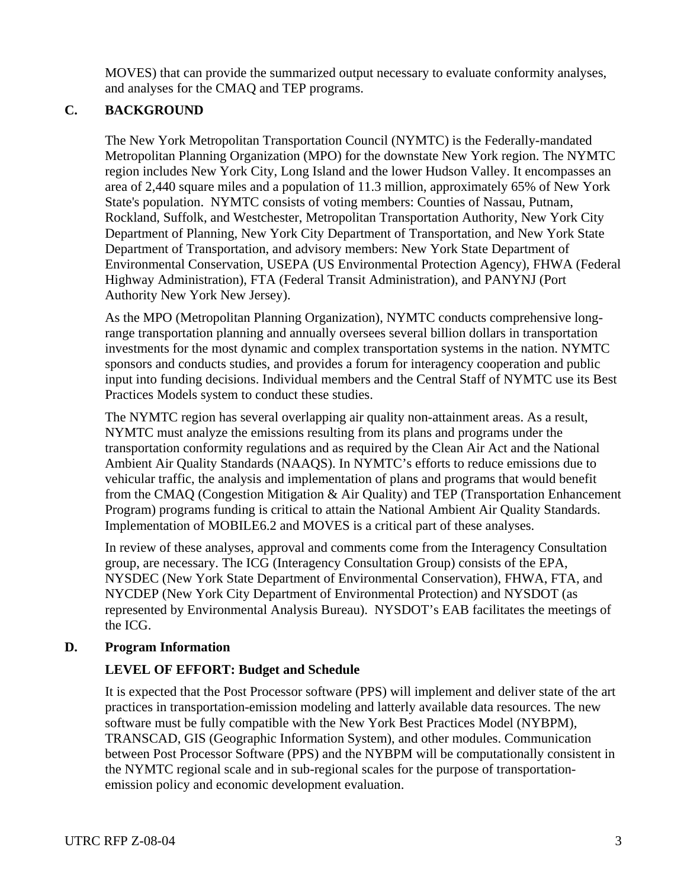MOVES) that can provide the summarized output necessary to evaluate conformity analyses, and analyses for the CMAQ and TEP programs.

## C. BACKGROUND

The New York Metropolitan Transportation Council (NYMTC) is the Federally-mandated Metropolitan Planning Organization (MPO) for the downstate New York region. The NYMTC region includes New York City, Long Island and the lower Hudson Valley. It encompasses an area of 2,440 square miles and a population of 11.3 million, approximately 65% of New York State's population. NYMTC consists of voting members: Counties of Nassau, Putnam, Rockland, Suffolk, and Westchester, Metropolitan Transportation Authority, New York City Department of Planning, New York City Department of Transportation, and New York State Department of Transportation, and advisory members: New York State Department of Environmental Conservation, USEPA (US Environmental Protection Agency), FHWA (Federal Highway Administration), FTA (Federal Transit Administration), and PANYNJ (Port Authority New York New Jersey).

As the MPO (Metropolitan Planning Organization), NYMTC conducts comprehensive long-range transportation planning and annually oversees several billion dollars in transportation investments for the most dynamic and complex transportation systems in the nation. NYMTC sponsors and conducts studies, and provides a forum for interagency cooperation and public input into funding decisions. Individual members and the Central Staff of NYMTC use its Best Practices Models system to conduct these studies.

The NYMTC region has several overlapping air quality non-attainment areas. As a result, NYMTC must analyze the emissions resulting from its plans and programs under the transportation conformity regulations and as required by the Clean Air Act and the National Ambient Air Quality Standards (NAAQS). In NYMTC's efforts to reduce emissions due to vehicular traffic, the analysis and implementation of plans and programs that would benefit from the CMAQ (Congestion Mitigation & Air Quality) and TEP (Transportation Enhancement Program) programs funding is critical to attain the National Ambient Air Quality Standards. Implementation of MOBILE6.2 and MOVES is a critical part of these analyses.

In review of these analyses, approval and comments come from the Interagency Consultation group, are necessary. The ICG (Interagency Consultation Group) consists of the EPA, NYSDEC (New York State Department of Environmental Conservation), FHWA, FTA, and NYCDEP (New York City Department of Environmental Protection) and NYSDOT (as represented by Environmental Analysis Bureau). NYSDOT's EAB facilitates the meetings of the ICG.

## D. Program Information

### LEVEL OF EFFORT: Budget and Schedule

It is expected that the Post Processor software (PPS) will implement and deliver state of the art practices in transportation-emission modeling and latterly available data resources. The new software must be fully compatible with the New York Best Practices Model (NYBPM), TRANSCAD, GIS (Geographic Information System), and other modules. Communication between Post Processor Software (PPS) and the NYBPM will be computationally consistent in the NYMTC regional scale and in sub-regional scales for the purpose of transportation-emission policy and economic development evaluation.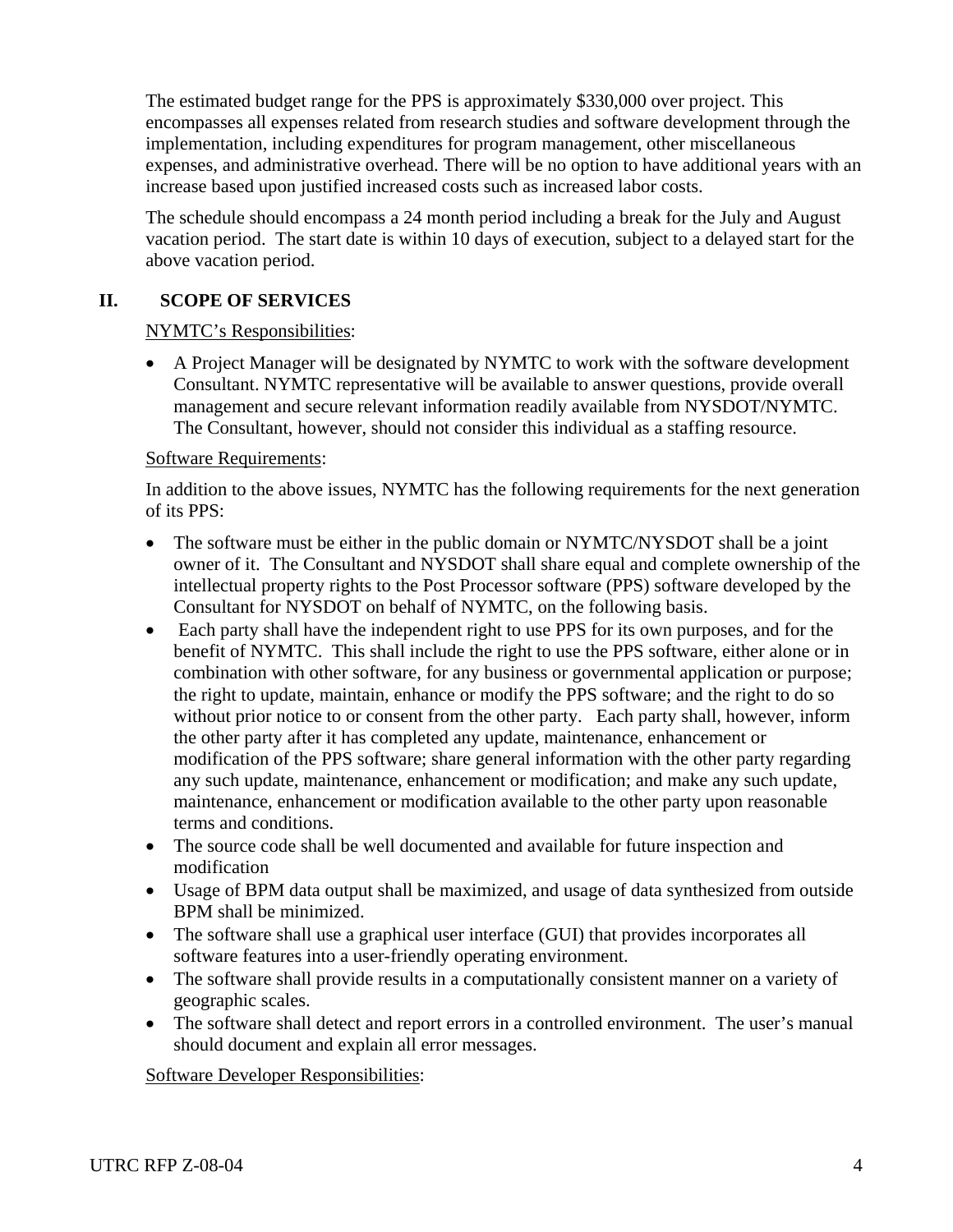The estimated budget range for the PPS is approximately $330,000 over project. This encompasses all expenses related from research studies and software development through the implementation, including expenditures for program management, other miscellaneous expenses, and administrative overhead. There will be no option to have additional years with an increase based upon justified increased costs such as increased labor costs.

The schedule should encompass a 24 month period including a break for the July and August vacation period. The start date is within 10 days of execution, subject to a delayed start for the above vacation period.

## II. SCOPE OF SERVICES

NYMTC's Responsibilities:

- A Project Manager will be designated by NYMTC to work with the software development Consultant. NYMTC representative will be available to answer questions, provide overall management and secure relevant information readily available from NYSDOT/NYMTC. The Consultant, however, should not consider this individual as a staffing resource.

Software Requirements:

In addition to the above issues, NYMTC has the following requirements for the next generation of its PPS:

- The software must be either in the public domain or NYMTC/NYSDOT shall be a joint owner of it. The Consultant and NYSDOT shall share equal and complete ownership of the intellectual property rights to the Post Processor software (PPS) software developed by the Consultant for NYSDOT on behalf of NYMTC, on the following basis.
- Each party shall have the independent right to use PPS for its own purposes, and for the benefit of NYMTC. This shall include the right to use the PPS software, either alone or in combination with other software, for any business or governmental application or purpose; the right to update, maintain, enhance or modify the PPS software; and the right to do so without prior notice to or consent from the other party. Each party shall, however, inform the other party after it has completed any update, maintenance, enhancement or modification of the PPS software; share general information with the other party regarding any such update, maintenance, enhancement or modification; and make any such update, maintenance, enhancement or modification available to the other party upon reasonable terms and conditions.
- The source code shall be well documented and available for future inspection and modification
- Usage of BPM data output shall be maximized, and usage of data synthesized from outside BPM shall be minimized.
- The software shall use a graphical user interface (GUI) that provides incorporates all software features into a user-friendly operating environment.
- The software shall provide results in a computationally consistent manner on a variety of geographic scales.
- The software shall detect and report errors in a controlled environment. The user's manual should document and explain all error messages.

Software Developer Responsibilities: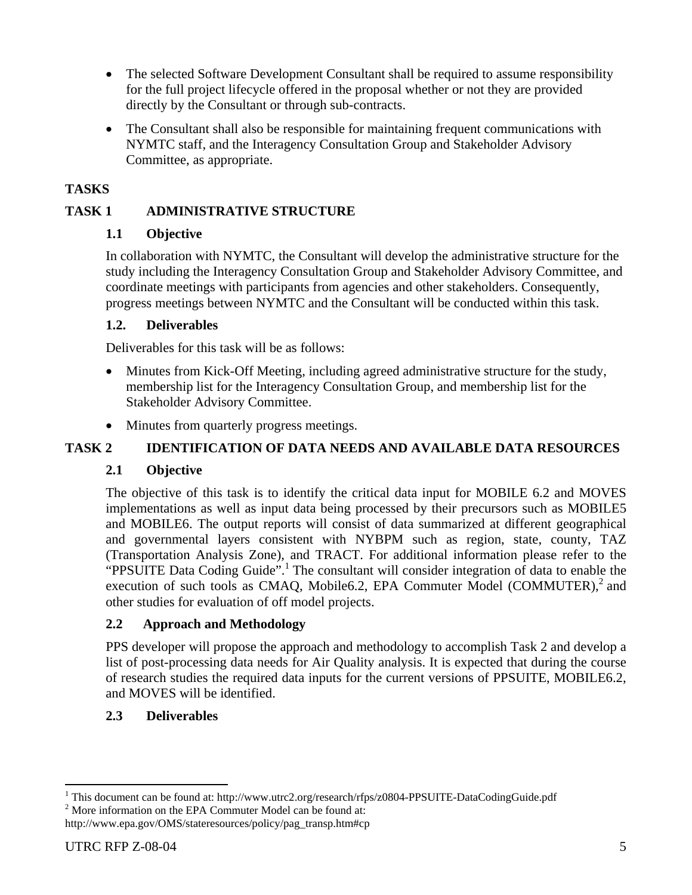- The selected Software Development Consultant shall be required to assume responsibility for the full project lifecycle offered in the proposal whether or not they are provided directly by the Consultant or through sub-contracts.
- The Consultant shall also be responsible for maintaining frequent communications with NYMTC staff, and the Interagency Consultation Group and Stakeholder Advisory Committee, as appropriate.

## TASKS

## TASK 1 ADMINISTRATIVE STRUCTURE

### 1.1 Objective

In collaboration with NYMTC, the Consultant will develop the administrative structure for the study including the Interagency Consultation Group and Stakeholder Advisory Committee, and coordinate meetings with participants from agencies and other stakeholders. Consequently, progress meetings between NYMTC and the Consultant will be conducted within this task.

### 1.2. Deliverables

Deliverables for this task will be as follows:

- Minutes from Kick-Off Meeting, including agreed administrative structure for the study, membership list for the Interagency Consultation Group, and membership list for the Stakeholder Advisory Committee.
- Minutes from quarterly progress meetings.

## TASK 2 IDENTIFICATION OF DATA NEEDS AND AVAILABLE DATA RESOURCES

### 2.1 Objective

The objective of this task is to identify the critical data input for MOBILE 6.2 and MOVES implementations as well as input data being processed by their precursors such as MOBILE5 and MOBILE6. The output reports will consist of data summarized at different geographical and governmental layers consistent with NYBPM such as region, state, county, TAZ (Transportation Analysis Zone), and TRACT. For additional information please refer to the "PPSUITE Data Coding Guide".[1] The consultant will consider integration of data to enable the execution of such tools as CMAQ, Mobile6.2, EPA Commuter Model (COMMUTER),[2] and other studies for evaluation of off model projects.

### 2.2 Approach and Methodology

PPS developer will propose the approach and methodology to accomplish Task 2 and develop a list of post-processing data needs for Air Quality analysis. It is expected that during the course of research studies the required data inputs for the current versions of PPSUITE, MOBILE6.2, and MOVES will be identified.

### 2.3 Deliverables

---

[1] This document can be found at: http://www.utrc2.org/research/rfps/z0804-PPSUITE-DataCodingGuide.pdf

[2] More information on the EPA Commuter Model can be found at: http://www.epa.gov/OMS/stateresources/policy/pag_transp.htm#cp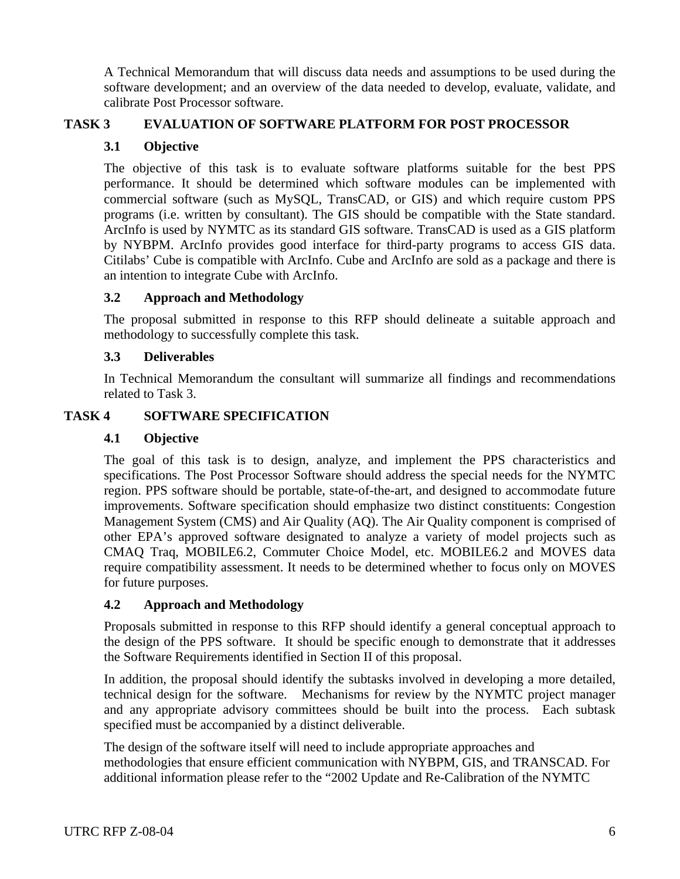A Technical Memorandum that will discuss data needs and assumptions to be used during the software development; and an overview of the data needed to develop, evaluate, validate, and calibrate Post Processor software.

## TASK 3 EVALUATION OF SOFTWARE PLATFORM FOR POST PROCESSOR

### 3.1 Objective

The objective of this task is to evaluate software platforms suitable for the best PPS performance. It should be determined which software modules can be implemented with commercial software (such as MySQL, TransCAD, or GIS) and which require custom PPS programs (i.e. written by consultant). The GIS should be compatible with the State standard. ArcInfo is used by NYMTC as its standard GIS software. TransCAD is used as a GIS platform by NYBPM. ArcInfo provides good interface for third-party programs to access GIS data. Citilabs' Cube is compatible with ArcInfo. Cube and ArcInfo are sold as a package and there is an intention to integrate Cube with ArcInfo.

### 3.2 Approach and Methodology

The proposal submitted in response to this RFP should delineate a suitable approach and methodology to successfully complete this task.

### 3.3 Deliverables

In Technical Memorandum the consultant will summarize all findings and recommendations related to Task 3.

## TASK 4 SOFTWARE SPECIFICATION

### 4.1 Objective

The goal of this task is to design, analyze, and implement the PPS characteristics and specifications. The Post Processor Software should address the special needs for the NYMTC region. PPS software should be portable, state-of-the-art, and designed to accommodate future improvements. Software specification should emphasize two distinct constituents: Congestion Management System (CMS) and Air Quality (AQ). The Air Quality component is comprised of other EPA's approved software designated to analyze a variety of model projects such as CMAQ Traq, MOBILE6.2, Commuter Choice Model, etc. MOBILE6.2 and MOVES data require compatibility assessment. It needs to be determined whether to focus only on MOVES for future purposes.

### 4.2 Approach and Methodology

Proposals submitted in response to this RFP should identify a general conceptual approach to the design of the PPS software. It should be specific enough to demonstrate that it addresses the Software Requirements identified in Section II of this proposal.

In addition, the proposal should identify the subtasks involved in developing a more detailed, technical design for the software. Mechanisms for review by the NYMTC project manager and any appropriate advisory committees should be built into the process. Each subtask specified must be accompanied by a distinct deliverable.

The design of the software itself will need to include appropriate approaches and methodologies that ensure efficient communication with NYBPM, GIS, and TRANSCAD. For additional information please refer to the "2002 Update and Re-Calibration of the NYMTC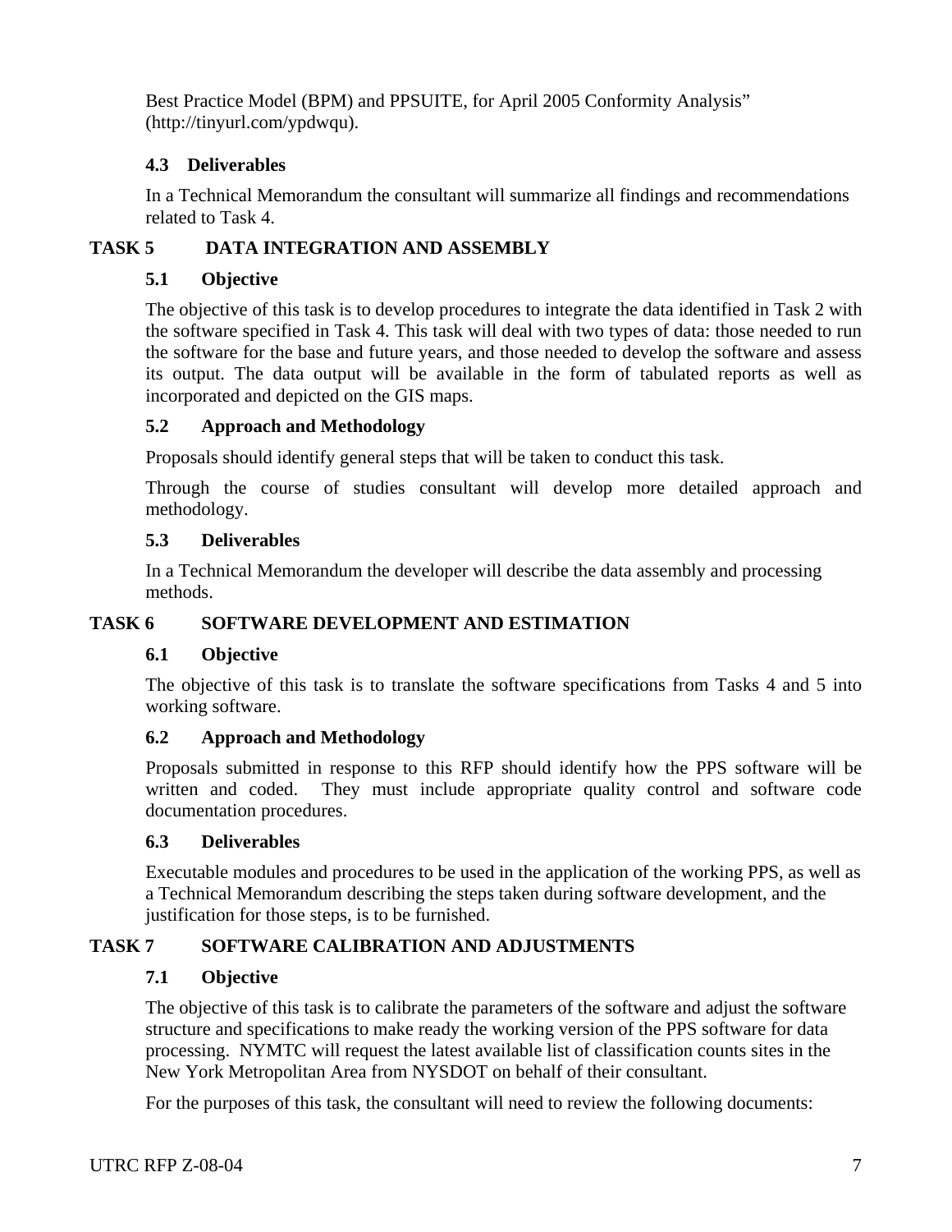Best Practice Model (BPM) and PPSUITE, for April 2005 Conformity Analysis" (http://tinyurl.com/ypdwqu).

### 4.3 Deliverables

In a Technical Memorandum the consultant will summarize all findings and recommendations related to Task 4.

## TASK 5 DATA INTEGRATION AND ASSEMBLY

### 5.1 Objective

The objective of this task is to develop procedures to integrate the data identified in Task 2 with the software specified in Task 4. This task will deal with two types of data: those needed to run the software for the base and future years, and those needed to develop the software and assess its output. The data output will be available in the form of tabulated reports as well as incorporated and depicted on the GIS maps.

### 5.2 Approach and Methodology

Proposals should identify general steps that will be taken to conduct this task.

Through the course of studies consultant will develop more detailed approach and methodology.

### 5.3 Deliverables

In a Technical Memorandum the developer will describe the data assembly and processing methods.

## TASK 6 SOFTWARE DEVELOPMENT AND ESTIMATION

### 6.1 Objective

The objective of this task is to translate the software specifications from Tasks 4 and 5 into working software.

### 6.2 Approach and Methodology

Proposals submitted in response to this RFP should identify how the PPS software will be written and coded. They must include appropriate quality control and software code documentation procedures.

### 6.3 Deliverables

Executable modules and procedures to be used in the application of the working PPS, as well as a Technical Memorandum describing the steps taken during software development, and the justification for those steps, is to be furnished.

## TASK 7 SOFTWARE CALIBRATION AND ADJUSTMENTS

### 7.1 Objective

The objective of this task is to calibrate the parameters of the software and adjust the software structure and specifications to make ready the working version of the PPS software for data processing. NYMTC will request the latest available list of classification counts sites in the New York Metropolitan Area from NYSDOT on behalf of their consultant.

For the purposes of this task, the consultant will need to review the following documents: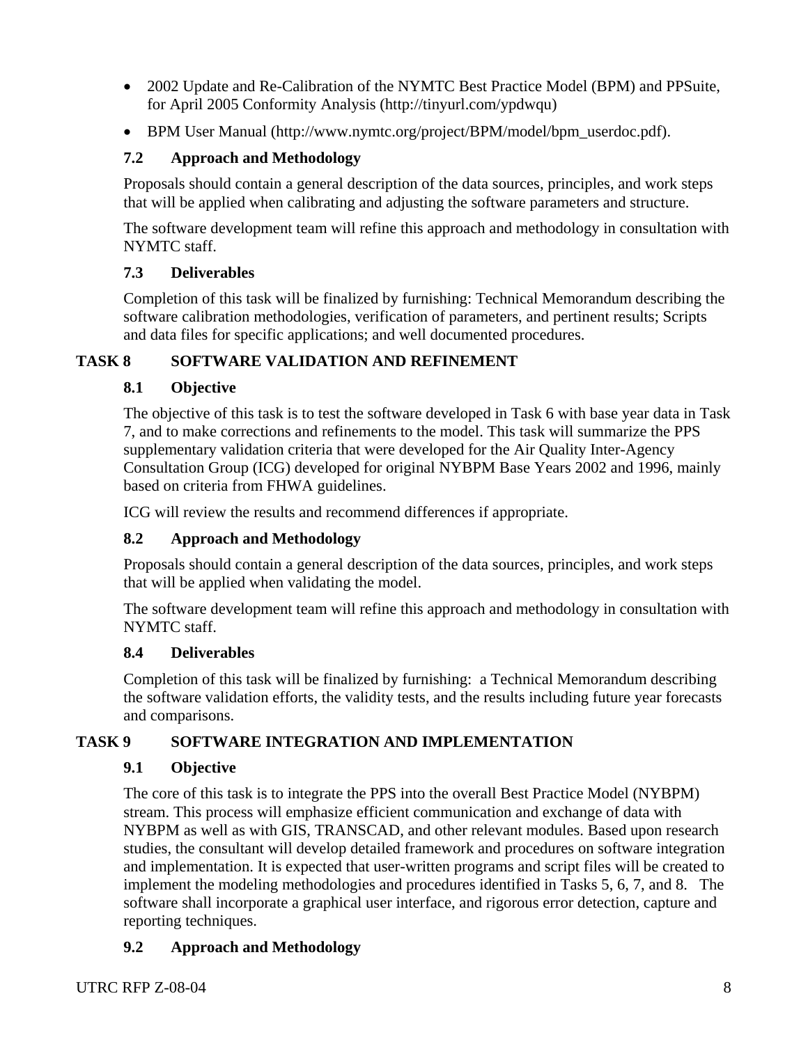- 2002 Update and Re-Calibration of the NYMTC Best Practice Model (BPM) and PPSuite, for April 2005 Conformity Analysis (http://tinyurl.com/ypdwqu)
- BPM User Manual (http://www.nymtc.org/project/BPM/model/bpm_userdoc.pdf).

### 7.2 Approach and Methodology

Proposals should contain a general description of the data sources, principles, and work steps that will be applied when calibrating and adjusting the software parameters and structure.

The software development team will refine this approach and methodology in consultation with NYMTC staff.

### 7.3 Deliverables

Completion of this task will be finalized by furnishing: Technical Memorandum describing the software calibration methodologies, verification of parameters, and pertinent results; Scripts and data files for specific applications; and well documented procedures.

## TASK 8 SOFTWARE VALIDATION AND REFINEMENT

### 8.1 Objective

The objective of this task is to test the software developed in Task 6 with base year data in Task 7, and to make corrections and refinements to the model. This task will summarize the PPS supplementary validation criteria that were developed for the Air Quality Inter-Agency Consultation Group (ICG) developed for original NYBPM Base Years 2002 and 1996, mainly based on criteria from FHWA guidelines.

ICG will review the results and recommend differences if appropriate.

### 8.2 Approach and Methodology

Proposals should contain a general description of the data sources, principles, and work steps that will be applied when validating the model.

The software development team will refine this approach and methodology in consultation with NYMTC staff.

### 8.4 Deliverables

Completion of this task will be finalized by furnishing: a Technical Memorandum describing the software validation efforts, the validity tests, and the results including future year forecasts and comparisons.

## TASK 9 SOFTWARE INTEGRATION AND IMPLEMENTATION

### 9.1 Objective

The core of this task is to integrate the PPS into the overall Best Practice Model (NYBPM) stream. This process will emphasize efficient communication and exchange of data with NYBPM as well as with GIS, TRANSCAD, and other relevant modules. Based upon research studies, the consultant will develop detailed framework and procedures on software integration and implementation. It is expected that user-written programs and script files will be created to implement the modeling methodologies and procedures identified in Tasks 5, 6, 7, and 8. The software shall incorporate a graphical user interface, and rigorous error detection, capture and reporting techniques.

### 9.2 Approach and Methodology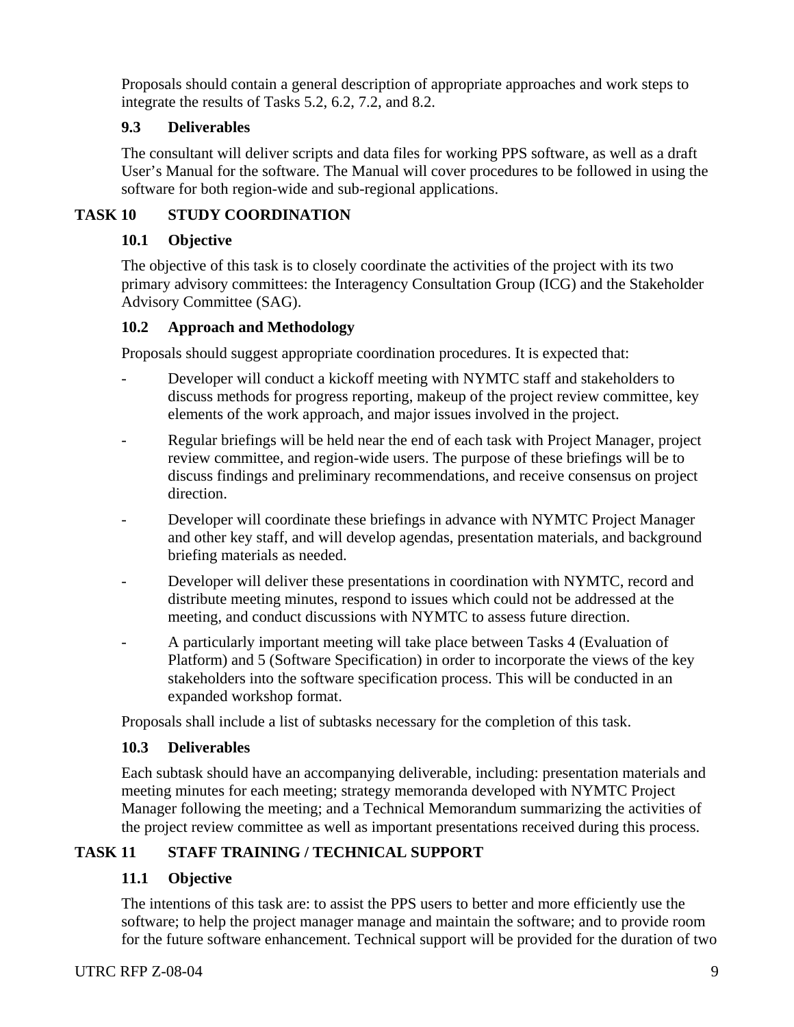Proposals should contain a general description of appropriate approaches and work steps to integrate the results of Tasks 5.2, 6.2, 7.2, and 8.2.

### 9.3 Deliverables

The consultant will deliver scripts and data files for working PPS software, as well as a draft User's Manual for the software. The Manual will cover procedures to be followed in using the software for both region-wide and sub-regional applications.

## TASK 10 STUDY COORDINATION

### 10.1 Objective

The objective of this task is to closely coordinate the activities of the project with its two primary advisory committees: the Interagency Consultation Group (ICG) and the Stakeholder Advisory Committee (SAG).

### 10.2 Approach and Methodology

Proposals should suggest appropriate coordination procedures. It is expected that:

- Developer will conduct a kickoff meeting with NYMTC staff and stakeholders to discuss methods for progress reporting, makeup of the project review committee, key elements of the work approach, and major issues involved in the project.
- Regular briefings will be held near the end of each task with Project Manager, project review committee, and region-wide users. The purpose of these briefings will be to discuss findings and preliminary recommendations, and receive consensus on project direction.
- Developer will coordinate these briefings in advance with NYMTC Project Manager and other key staff, and will develop agendas, presentation materials, and background briefing materials as needed.
- Developer will deliver these presentations in coordination with NYMTC, record and distribute meeting minutes, respond to issues which could not be addressed at the meeting, and conduct discussions with NYMTC to assess future direction.
- A particularly important meeting will take place between Tasks 4 (Evaluation of Platform) and 5 (Software Specification) in order to incorporate the views of the key stakeholders into the software specification process. This will be conducted in an expanded workshop format.

Proposals shall include a list of subtasks necessary for the completion of this task.

### 10.3 Deliverables

Each subtask should have an accompanying deliverable, including: presentation materials and meeting minutes for each meeting; strategy memoranda developed with NYMTC Project Manager following the meeting; and a Technical Memorandum summarizing the activities of the project review committee as well as important presentations received during this process.

## TASK 11 STAFF TRAINING / TECHNICAL SUPPORT

### 11.1 Objective

The intentions of this task are: to assist the PPS users to better and more efficiently use the software; to help the project manager manage and maintain the software; and to provide room for the future software enhancement. Technical support will be provided for the duration of two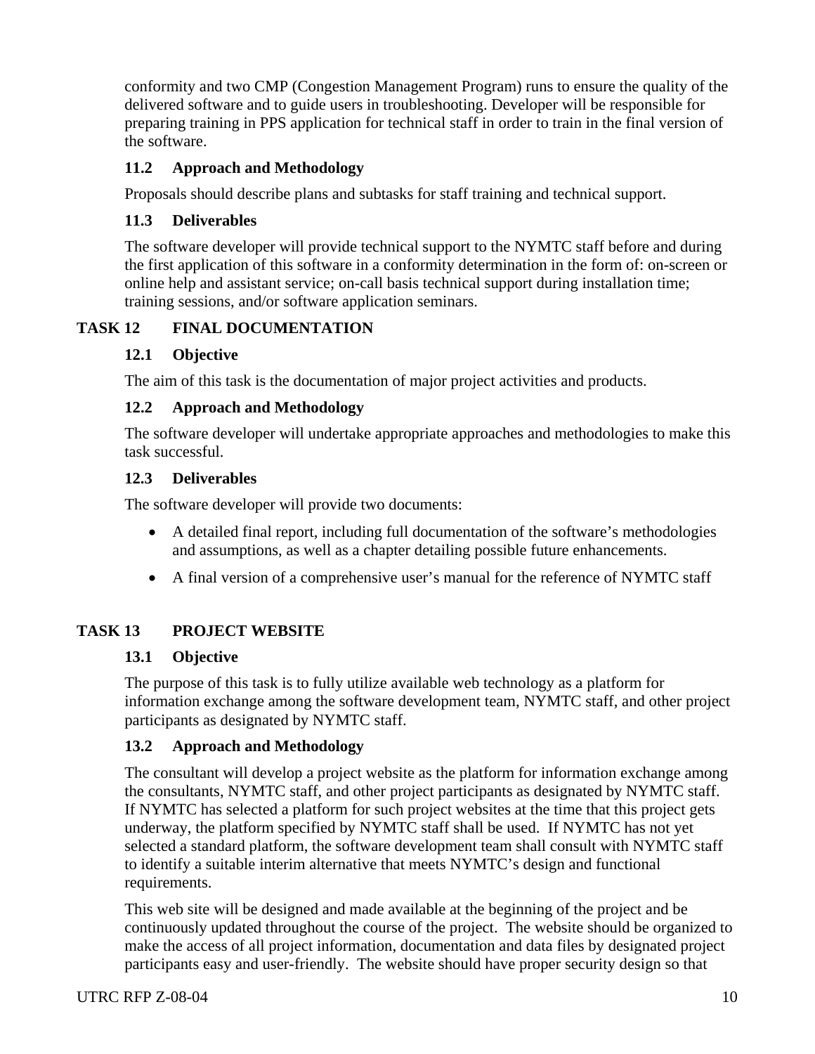conformity and two CMP (Congestion Management Program) runs to ensure the quality of the delivered software and to guide users in troubleshooting. Developer will be responsible for preparing training in PPS application for technical staff in order to train in the final version of the software.

### 11.2 Approach and Methodology

Proposals should describe plans and subtasks for staff training and technical support.

### 11.3 Deliverables

The software developer will provide technical support to the NYMTC staff before and during the first application of this software in a conformity determination in the form of: on-screen or online help and assistant service; on-call basis technical support during installation time; training sessions, and/or software application seminars.

## TASK 12 FINAL DOCUMENTATION

### 12.1 Objective

The aim of this task is the documentation of major project activities and products.

### 12.2 Approach and Methodology

The software developer will undertake appropriate approaches and methodologies to make this task successful.

### 12.3 Deliverables

The software developer will provide two documents:

- A detailed final report, including full documentation of the software's methodologies and assumptions, as well as a chapter detailing possible future enhancements.
- A final version of a comprehensive user's manual for the reference of NYMTC staff

## TASK 13 PROJECT WEBSITE

### 13.1 Objective

The purpose of this task is to fully utilize available web technology as a platform for information exchange among the software development team, NYMTC staff, and other project participants as designated by NYMTC staff.

### 13.2 Approach and Methodology

The consultant will develop a project website as the platform for information exchange among the consultants, NYMTC staff, and other project participants as designated by NYMTC staff. If NYMTC has selected a platform for such project websites at the time that this project gets underway, the platform specified by NYMTC staff shall be used. If NYMTC has not yet selected a standard platform, the software development team shall consult with NYMTC staff to identify a suitable interim alternative that meets NYMTC's design and functional requirements.

This web site will be designed and made available at the beginning of the project and be continuously updated throughout the course of the project. The website should be organized to make the access of all project information, documentation and data files by designated project participants easy and user-friendly. The website should have proper security design so that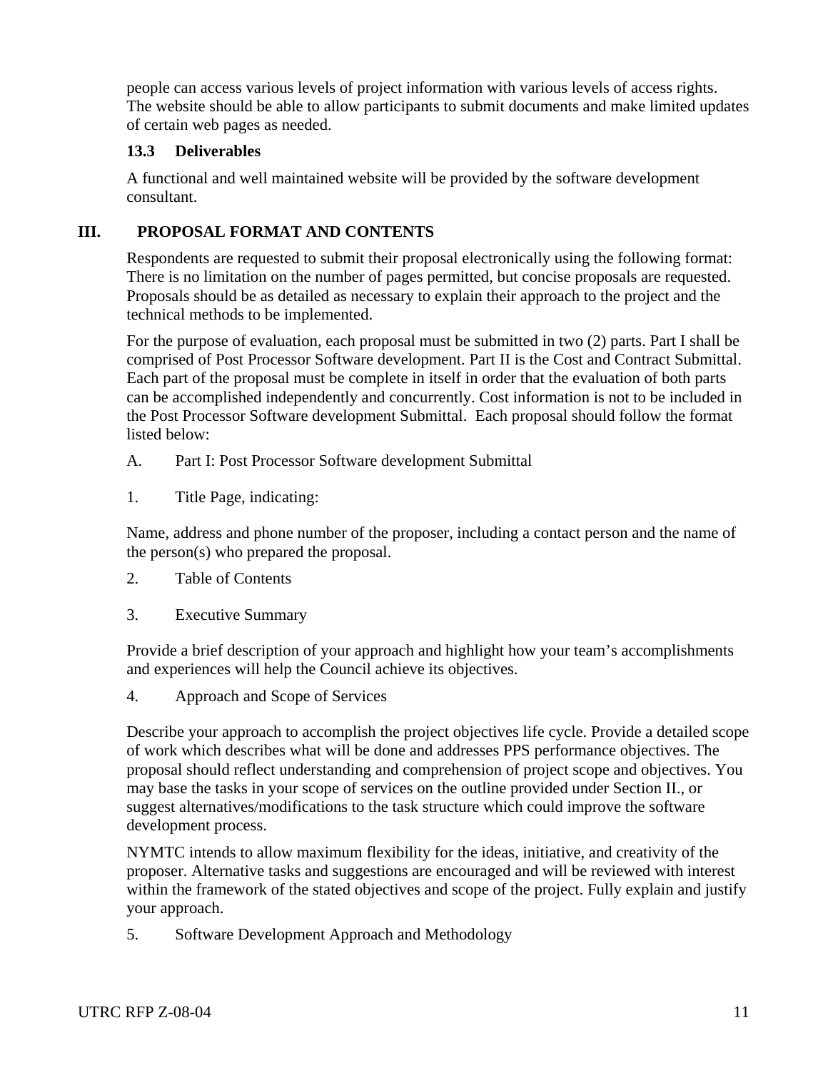people can access various levels of project information with various levels of access rights. The website should be able to allow participants to submit documents and make limited updates of certain web pages as needed.

### 13.3 Deliverables

A functional and well maintained website will be provided by the software development consultant.

## III. PROPOSAL FORMAT AND CONTENTS

Respondents are requested to submit their proposal electronically using the following format: There is no limitation on the number of pages permitted, but concise proposals are requested. Proposals should be as detailed as necessary to explain their approach to the project and the technical methods to be implemented.

For the purpose of evaluation, each proposal must be submitted in two (2) parts. Part I shall be comprised of Post Processor Software development. Part II is the Cost and Contract Submittal. Each part of the proposal must be complete in itself in order that the evaluation of both parts can be accomplished independently and concurrently. Cost information is not to be included in the Post Processor Software development Submittal. Each proposal should follow the format listed below:

A. Part I: Post Processor Software development Submittal

1. Title Page, indicating:

Name, address and phone number of the proposer, including a contact person and the name of the person(s) who prepared the proposal.

2. Table of Contents

3. Executive Summary

Provide a brief description of your approach and highlight how your team's accomplishments and experiences will help the Council achieve its objectives.

4. Approach and Scope of Services

Describe your approach to accomplish the project objectives life cycle. Provide a detailed scope of work which describes what will be done and addresses PPS performance objectives. The proposal should reflect understanding and comprehension of project scope and objectives. You may base the tasks in your scope of services on the outline provided under Section II., or suggest alternatives/modifications to the task structure which could improve the software development process.

NYMTC intends to allow maximum flexibility for the ideas, initiative, and creativity of the proposer. Alternative tasks and suggestions are encouraged and will be reviewed with interest within the framework of the stated objectives and scope of the project. Fully explain and justify your approach.

5. Software Development Approach and Methodology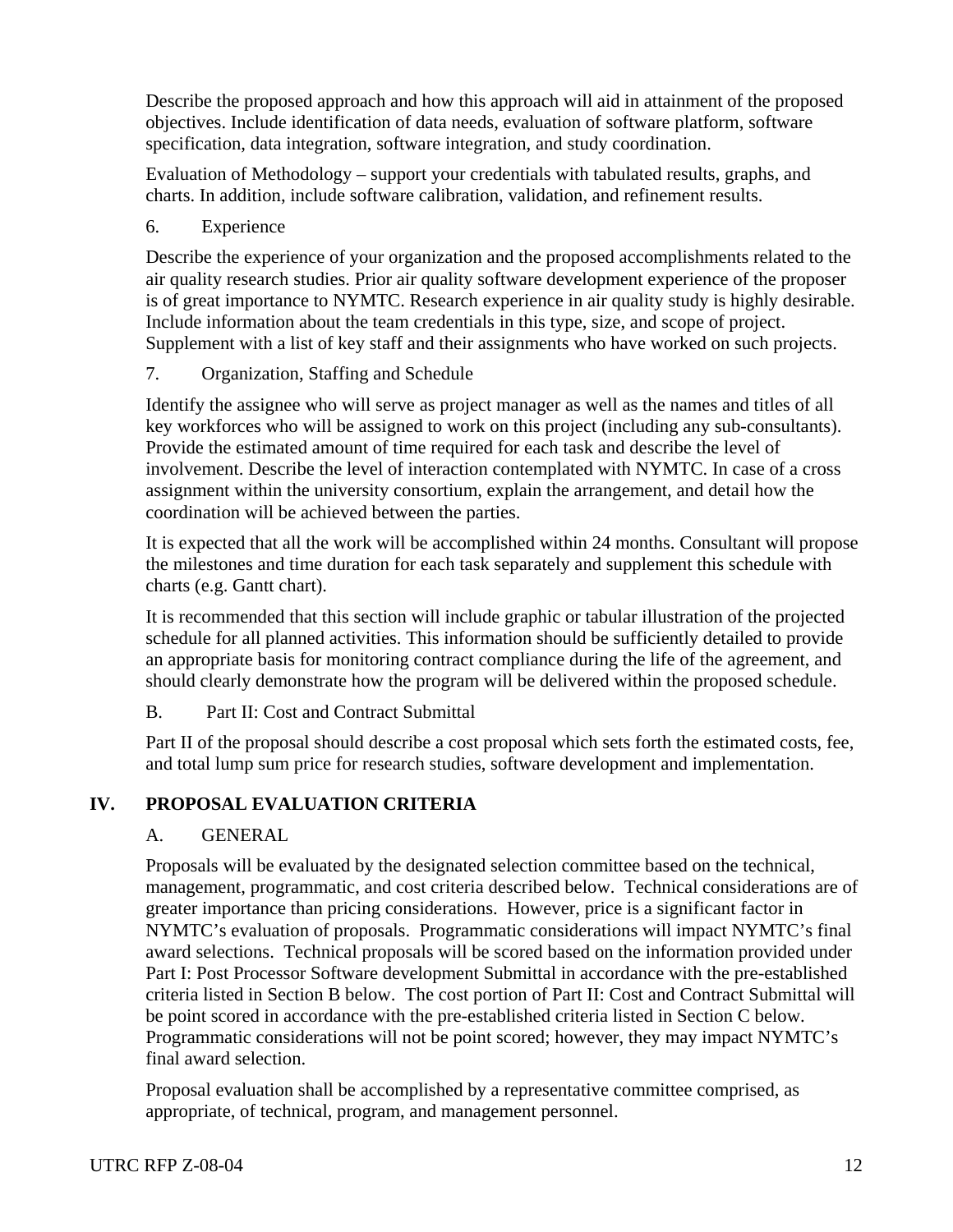Describe the proposed approach and how this approach will aid in attainment of the proposed objectives. Include identification of data needs, evaluation of software platform, software specification, data integration, software integration, and study coordination.

Evaluation of Methodology – support your credentials with tabulated results, graphs, and charts. In addition, include software calibration, validation, and refinement results.

6. Experience

Describe the experience of your organization and the proposed accomplishments related to the air quality research studies. Prior air quality software development experience of the proposer is of great importance to NYMTC. Research experience in air quality study is highly desirable. Include information about the team credentials in this type, size, and scope of project. Supplement with a list of key staff and their assignments who have worked on such projects.

7. Organization, Staffing and Schedule

Identify the assignee who will serve as project manager as well as the names and titles of all key workforces who will be assigned to work on this project (including any sub-consultants). Provide the estimated amount of time required for each task and describe the level of involvement. Describe the level of interaction contemplated with NYMTC. In case of a cross assignment within the university consortium, explain the arrangement, and detail how the coordination will be achieved between the parties.

It is expected that all the work will be accomplished within 24 months. Consultant will propose the milestones and time duration for each task separately and supplement this schedule with charts (e.g. Gantt chart).

It is recommended that this section will include graphic or tabular illustration of the projected schedule for all planned activities. This information should be sufficiently detailed to provide an appropriate basis for monitoring contract compliance during the life of the agreement, and should clearly demonstrate how the program will be delivered within the proposed schedule.

B. Part II: Cost and Contract Submittal

Part II of the proposal should describe a cost proposal which sets forth the estimated costs, fee, and total lump sum price for research studies, software development and implementation.

## IV. PROPOSAL EVALUATION CRITERIA

A. GENERAL

Proposals will be evaluated by the designated selection committee based on the technical, management, programmatic, and cost criteria described below. Technical considerations are of greater importance than pricing considerations. However, price is a significant factor in NYMTC's evaluation of proposals. Programmatic considerations will impact NYMTC's final award selections. Technical proposals will be scored based on the information provided under Part I: Post Processor Software development Submittal in accordance with the pre-established criteria listed in Section B below. The cost portion of Part II: Cost and Contract Submittal will be point scored in accordance with the pre-established criteria listed in Section C below. Programmatic considerations will not be point scored; however, they may impact NYMTC's final award selection.

Proposal evaluation shall be accomplished by a representative committee comprised, as appropriate, of technical, program, and management personnel.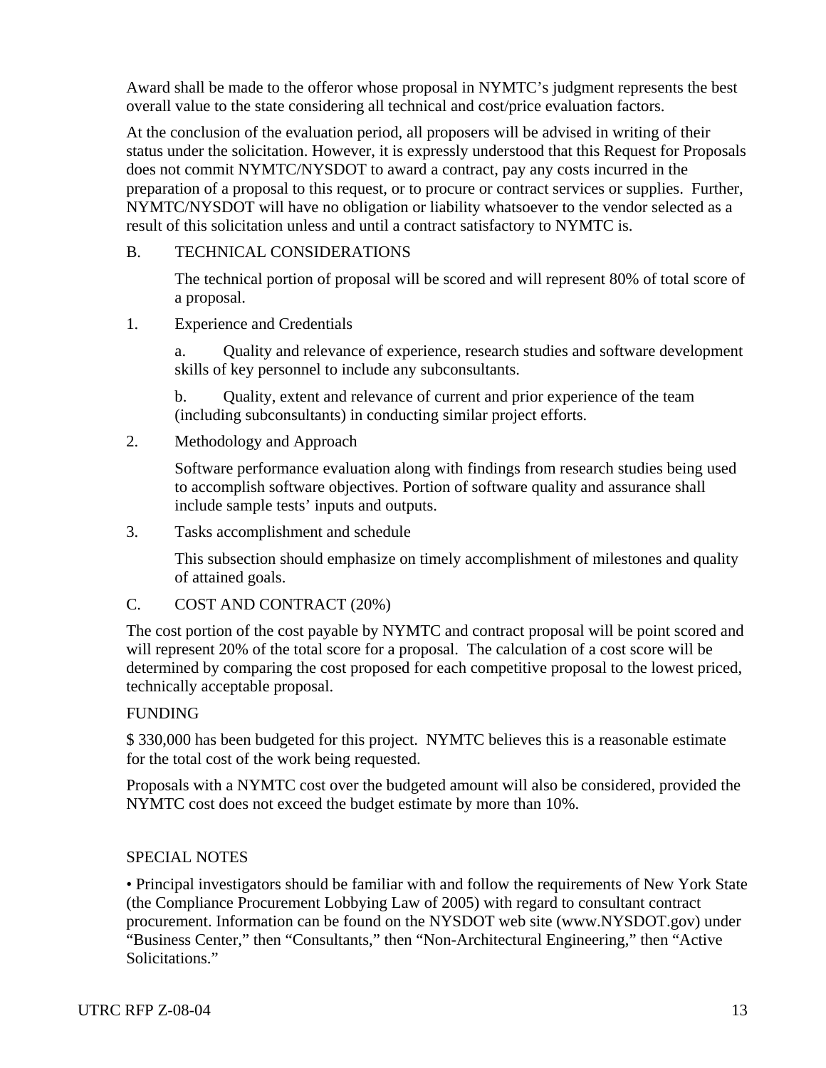Award shall be made to the offeror whose proposal in NYMTC's judgment represents the best overall value to the state considering all technical and cost/price evaluation factors.

At the conclusion of the evaluation period, all proposers will be advised in writing of their status under the solicitation. However, it is expressly understood that this Request for Proposals does not commit NYMTC/NYSDOT to award a contract, pay any costs incurred in the preparation of a proposal to this request, or to procure or contract services or supplies. Further, NYMTC/NYSDOT will have no obligation or liability whatsoever to the vendor selected as a result of this solicitation unless and until a contract satisfactory to NYMTC is.

B. TECHNICAL CONSIDERATIONS

The technical portion of proposal will be scored and will represent 80% of total score of a proposal.

1. Experience and Credentials

a. Quality and relevance of experience, research studies and software development skills of key personnel to include any subconsultants.

b. Quality, extent and relevance of current and prior experience of the team (including subconsultants) in conducting similar project efforts.

2. Methodology and Approach

Software performance evaluation along with findings from research studies being used to accomplish software objectives. Portion of software quality and assurance shall include sample tests' inputs and outputs.

3. Tasks accomplishment and schedule

This subsection should emphasize on timely accomplishment of milestones and quality of attained goals.

C. COST AND CONTRACT (20%)

The cost portion of the cost payable by NYMTC and contract proposal will be point scored and will represent 20% of the total score for a proposal. The calculation of a cost score will be determined by comparing the cost proposed for each competitive proposal to the lowest priced, technically acceptable proposal.

FUNDING

$ 330,000 has been budgeted for this project. NYMTC believes this is a reasonable estimate for the total cost of the work being requested.

Proposals with a NYMTC cost over the budgeted amount will also be considered, provided the NYMTC cost does not exceed the budget estimate by more than 10%.

SPECIAL NOTES

• Principal investigators should be familiar with and follow the requirements of New York State (the Compliance Procurement Lobbying Law of 2005) with regard to consultant contract procurement. Information can be found on the NYSDOT web site (www.NYSDOT.gov) under "Business Center," then "Consultants," then "Non-Architectural Engineering," then "Active Solicitations."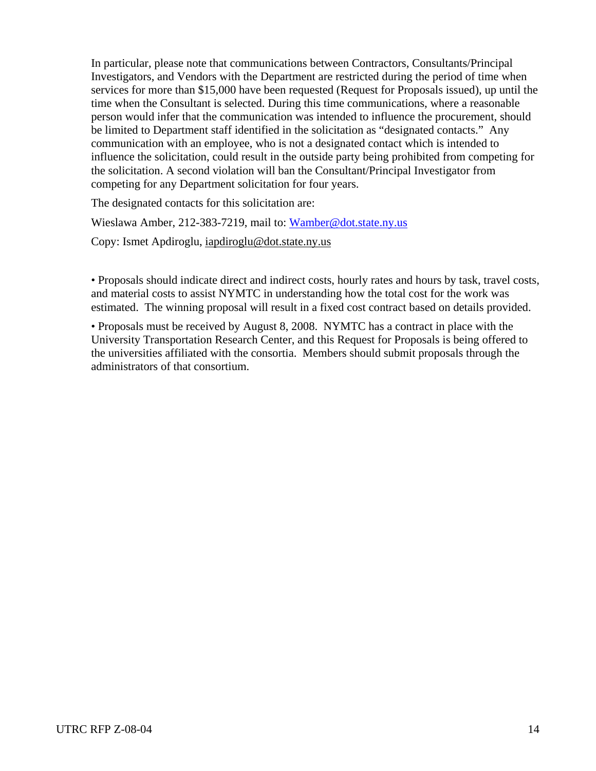In particular, please note that communications between Contractors, Consultants/Principal Investigators, and Vendors with the Department are restricted during the period of time when services for more than $15,000 have been requested (Request for Proposals issued), up until the time when the Consultant is selected. During this time communications, where a reasonable person would infer that the communication was intended to influence the procurement, should be limited to Department staff identified in the solicitation as "designated contacts." Any communication with an employee, who is not a designated contact which is intended to influence the solicitation, could result in the outside party being prohibited from competing for the solicitation. A second violation will ban the Consultant/Principal Investigator from competing for any Department solicitation for four years.

The designated contacts for this solicitation are:

Wieslawa Amber, 212-383-7219, mail to: Wamber@dot.state.ny.us

Copy: Ismet Apdiroglu, iapdiroglu@dot.state.ny.us

• Proposals should indicate direct and indirect costs, hourly rates and hours by task, travel costs, and material costs to assist NYMTC in understanding how the total cost for the work was estimated. The winning proposal will result in a fixed cost contract based on details provided.

• Proposals must be received by August 8, 2008. NYMTC has a contract in place with the University Transportation Research Center, and this Request for Proposals is being offered to the universities affiliated with the consortia. Members should submit proposals through the administrators of that consortium.